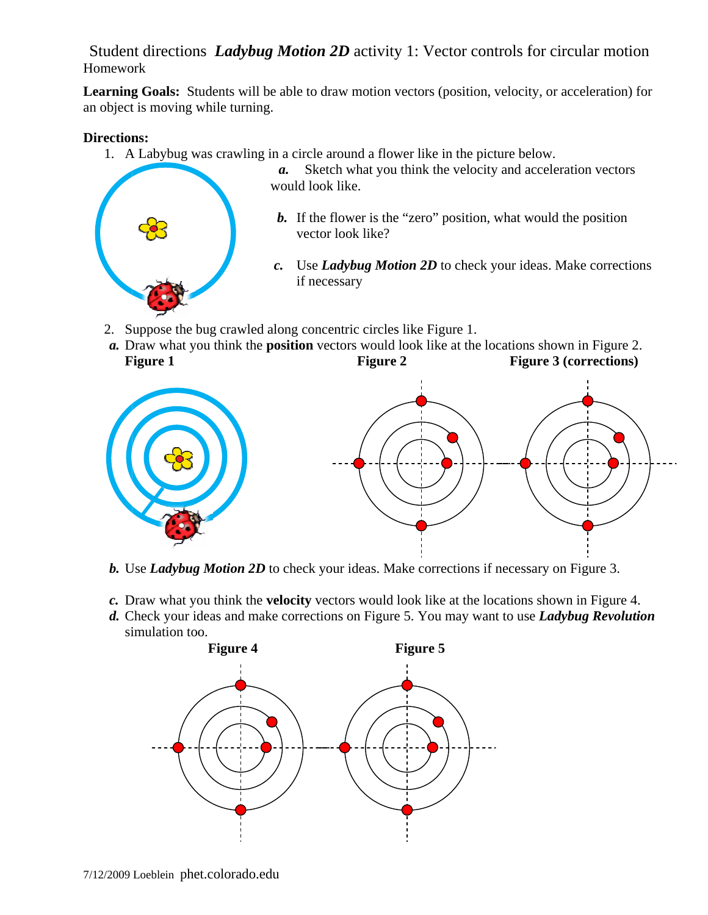Student directions ***Ladybug Motion 2D*** activity 1: Vector controls for circular motion
Homework

**Learning Goals:** Students will be able to draw motion vectors (position, velocity, or acceleration) for an object is moving while turning.

**Directions:**

1. A Labybug was crawling in a circle around a flower like in the picture below.
   ***a.*** Sketch what you think the velocity and acceleration vectors would look like.
   ***b.*** If the flower is the "zero" position, what would the position vector look like?
   ***c.*** Use ***Ladybug Motion 2D*** to check your ideas. Make corrections if necessary

2. Suppose the bug crawled along concentric circles like Figure 1.
   ***a.*** Draw what you think the **position** vectors would look like at the locations shown in Figure 2.

   **Figure 1** **Figure 2** **Figure 3 (corrections)**

   ***b.*** Use ***Ladybug Motion 2D*** to check your ideas. Make corrections if necessary on Figure 3.

   ***c.*** Draw what you think the **velocity** vectors would look like at the locations shown in Figure 4.
   ***d.*** Check your ideas and make corrections on Figure 5. You may want to use ***Ladybug Revolution*** simulation too.

   **Figure 4** **Figure 5**

7/12/2009 Loeblein phet.colorado.edu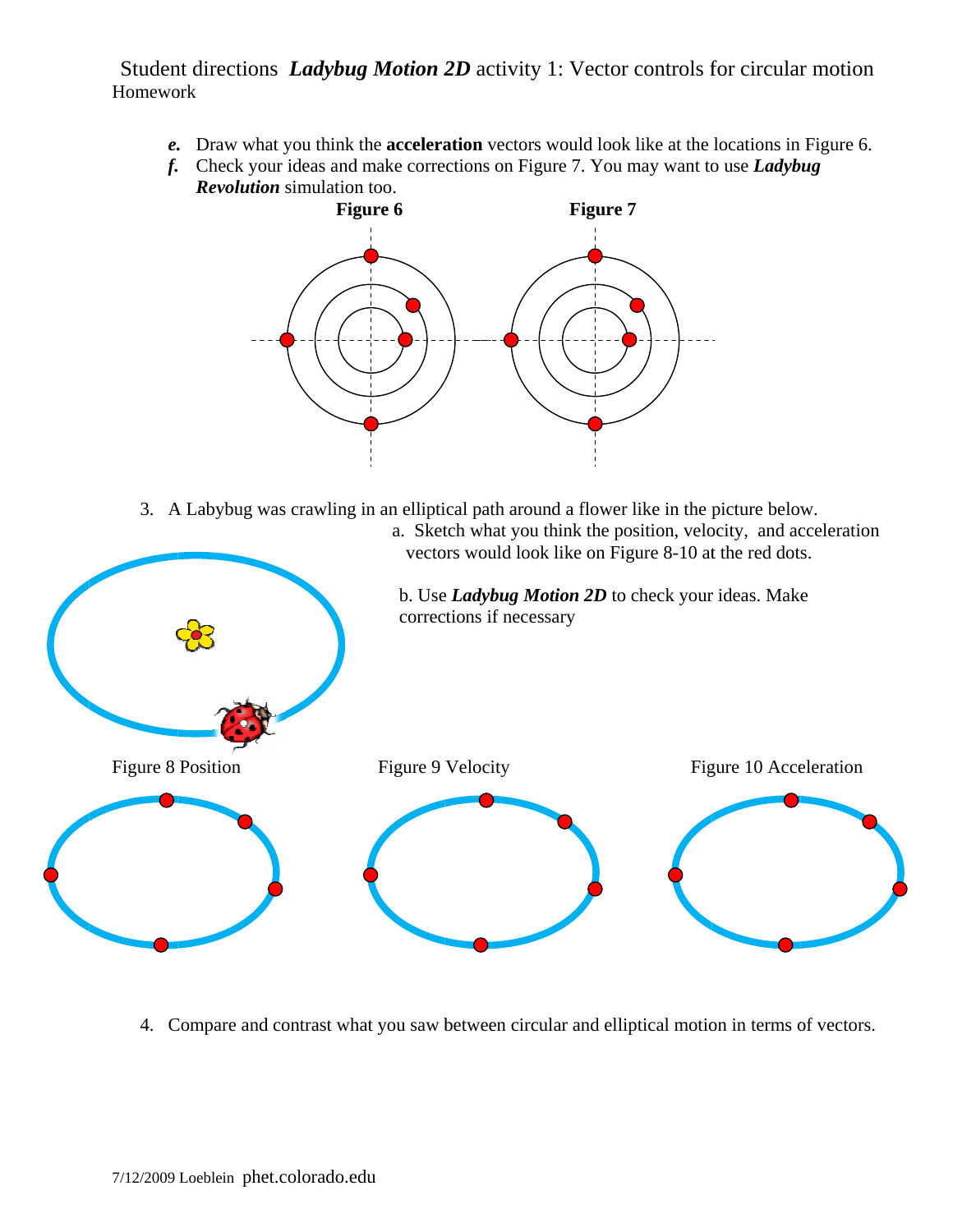Student directions ***Ladybug Motion 2D*** activity 1: Vector controls for circular motion
Homework

***e.*** Draw what you think the **acceleration** vectors would look like at the locations in Figure 6.

***f.*** Check your ideas and make corrections on Figure 7. You may want to use ***Ladybug Revolution*** simulation too.

**Figure 6**

**Figure 7**

3. A Labybug was crawling in an elliptical path around a flower like in the picture below.

   a. Sketch what you think the position, velocity, and acceleration vectors would look like on Figure 8-10 at the red dots.

   b. Use ***Ladybug Motion 2D*** to check your ideas. Make corrections if necessary

Figure 8 Position

Figure 9 Velocity

Figure 10 Acceleration

4. Compare and contrast what you saw between circular and elliptical motion in terms of vectors.

7/12/2009 Loeblein phet.colorado.edu